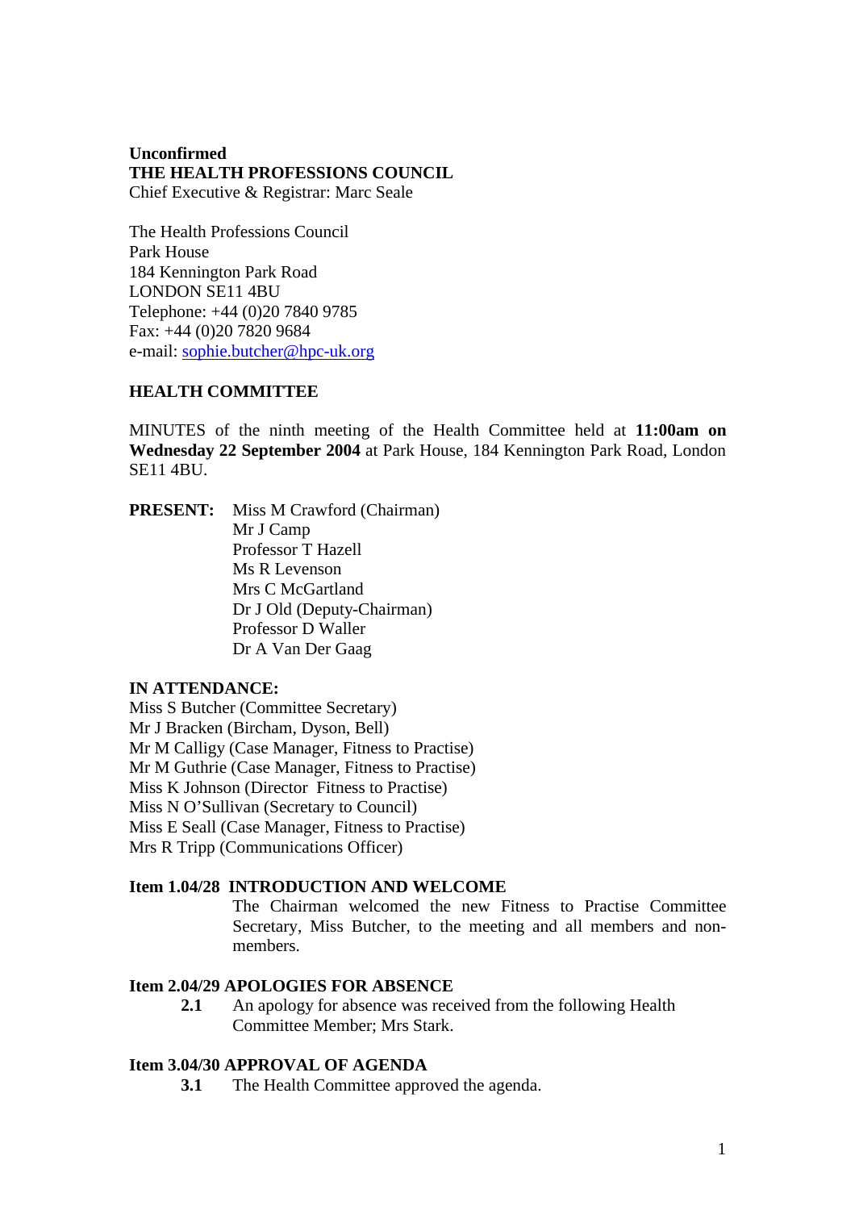**Unconfirmed**
**THE HEALTH PROFESSIONS COUNCIL**
Chief Executive & Registrar: Marc Seale

The Health Professions Council
Park House
184 Kennington Park Road
LONDON SE11 4BU
Telephone: +44 (0)20 7840 9785
Fax: +44 (0)20 7820 9684
e-mail: sophie.butcher@hpc-uk.org

**HEALTH COMMITTEE**

MINUTES of the ninth meeting of the Health Committee held at **11:00am on Wednesday 22 September 2004** at Park House, 184 Kennington Park Road, London SE11 4BU.

**PRESENT:** Miss M Crawford (Chairman)
Mr J Camp
Professor T Hazell
Ms R Levenson
Mrs C McGartland
Dr J Old (Deputy-Chairman)
Professor D Waller
Dr A Van Der Gaag

**IN ATTENDANCE:**
Miss S Butcher (Committee Secretary)
Mr J Bracken (Bircham, Dyson, Bell)
Mr M Calligy (Case Manager, Fitness to Practise)
Mr M Guthrie (Case Manager, Fitness to Practise)
Miss K Johnson (Director Fitness to Practise)
Miss N O'Sullivan (Secretary to Council)
Miss E Seall (Case Manager, Fitness to Practise)
Mrs R Tripp (Communications Officer)

**Item 1.04/28 INTRODUCTION AND WELCOME**

The Chairman welcomed the new Fitness to Practise Committee Secretary, Miss Butcher, to the meeting and all members and non-members.

**Item 2.04/29 APOLOGIES FOR ABSENCE**

**2.1** An apology for absence was received from the following Health Committee Member; Mrs Stark.

**Item 3.04/30 APPROVAL OF AGENDA**

**3.1** The Health Committee approved the agenda.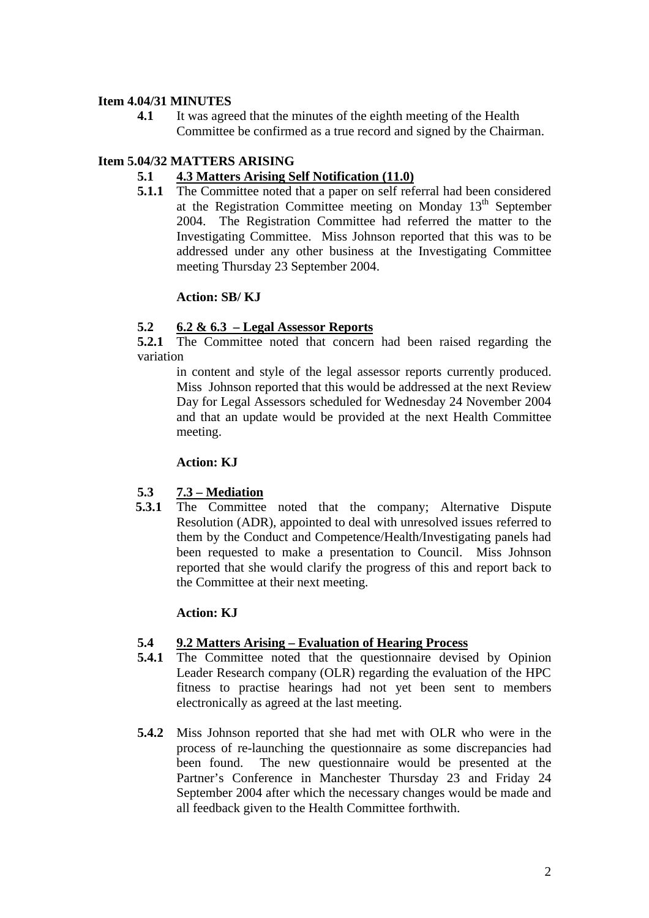**Item 4.04/31 MINUTES**

**4.1** It was agreed that the minutes of the eighth meeting of the Health Committee be confirmed as a true record and signed by the Chairman.

**Item 5.04/32 MATTERS ARISING**

**5.1 4.3 Matters Arising Self Notification (11.0)**

**5.1.1** The Committee noted that a paper on self referral had been considered at the Registration Committee meeting on Monday 13th September 2004. The Registration Committee had referred the matter to the Investigating Committee. Miss Johnson reported that this was to be addressed under any other business at the Investigating Committee meeting Thursday 23 September 2004.

**Action: SB/ KJ**

**5.2 6.2 & 6.3 – Legal Assessor Reports**

**5.2.1** The Committee noted that concern had been raised regarding the variation in content and style of the legal assessor reports currently produced. Miss Johnson reported that this would be addressed at the next Review Day for Legal Assessors scheduled for Wednesday 24 November 2004 and that an update would be provided at the next Health Committee meeting.

**Action: KJ**

**5.3 7.3 – Mediation**

**5.3.1** The Committee noted that the company; Alternative Dispute Resolution (ADR), appointed to deal with unresolved issues referred to them by the Conduct and Competence/Health/Investigating panels had been requested to make a presentation to Council. Miss Johnson reported that she would clarify the progress of this and report back to the Committee at their next meeting.

**Action: KJ**

**5.4 9.2 Matters Arising – Evaluation of Hearing Process**

**5.4.1** The Committee noted that the questionnaire devised by Opinion Leader Research company (OLR) regarding the evaluation of the HPC fitness to practise hearings had not yet been sent to members electronically as agreed at the last meeting.

**5.4.2** Miss Johnson reported that she had met with OLR who were in the process of re-launching the questionnaire as some discrepancies had been found. The new questionnaire would be presented at the Partner's Conference in Manchester Thursday 23 and Friday 24 September 2004 after which the necessary changes would be made and all feedback given to the Health Committee forthwith.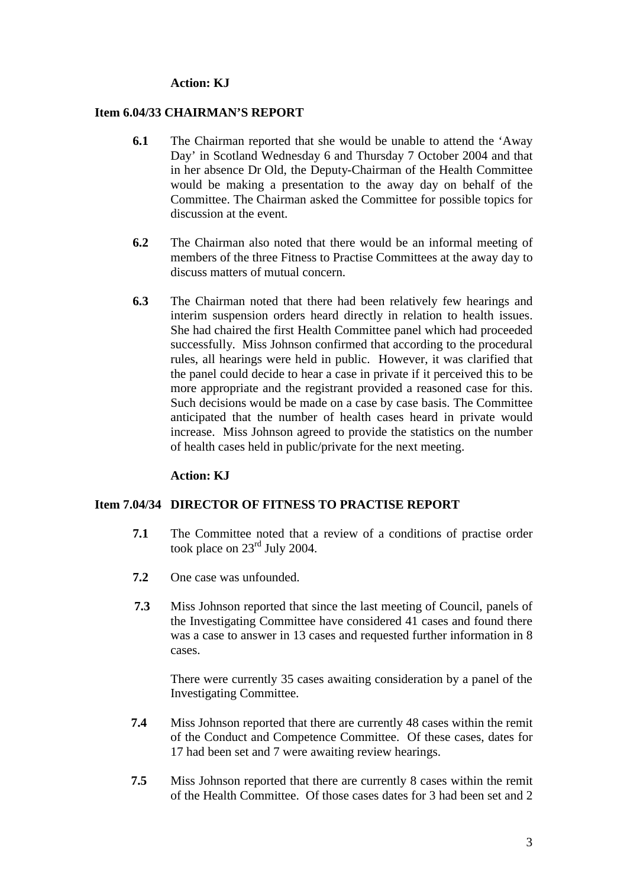**Action: KJ**

**Item 6.04/33 CHAIRMAN'S REPORT**

**6.1** The Chairman reported that she would be unable to attend the 'Away Day' in Scotland Wednesday 6 and Thursday 7 October 2004 and that in her absence Dr Old, the Deputy-Chairman of the Health Committee would be making a presentation to the away day on behalf of the Committee. The Chairman asked the Committee for possible topics for discussion at the event.

**6.2** The Chairman also noted that there would be an informal meeting of members of the three Fitness to Practise Committees at the away day to discuss matters of mutual concern.

**6.3** The Chairman noted that there had been relatively few hearings and interim suspension orders heard directly in relation to health issues. She had chaired the first Health Committee panel which had proceeded successfully. Miss Johnson confirmed that according to the procedural rules, all hearings were held in public. However, it was clarified that the panel could decide to hear a case in private if it perceived this to be more appropriate and the registrant provided a reasoned case for this. Such decisions would be made on a case by case basis. The Committee anticipated that the number of health cases heard in private would increase. Miss Johnson agreed to provide the statistics on the number of health cases held in public/private for the next meeting.

**Action: KJ**

**Item 7.04/34 DIRECTOR OF FITNESS TO PRACTISE REPORT**

**7.1** The Committee noted that a review of a conditions of practise order took place on 23rd July 2004.

**7.2** One case was unfounded.

**7.3** Miss Johnson reported that since the last meeting of Council, panels of the Investigating Committee have considered 41 cases and found there was a case to answer in 13 cases and requested further information in 8 cases.

There were currently 35 cases awaiting consideration by a panel of the Investigating Committee.

**7.4** Miss Johnson reported that there are currently 48 cases within the remit of the Conduct and Competence Committee. Of these cases, dates for 17 had been set and 7 were awaiting review hearings.

**7.5** Miss Johnson reported that there are currently 8 cases within the remit of the Health Committee. Of those cases dates for 3 had been set and 2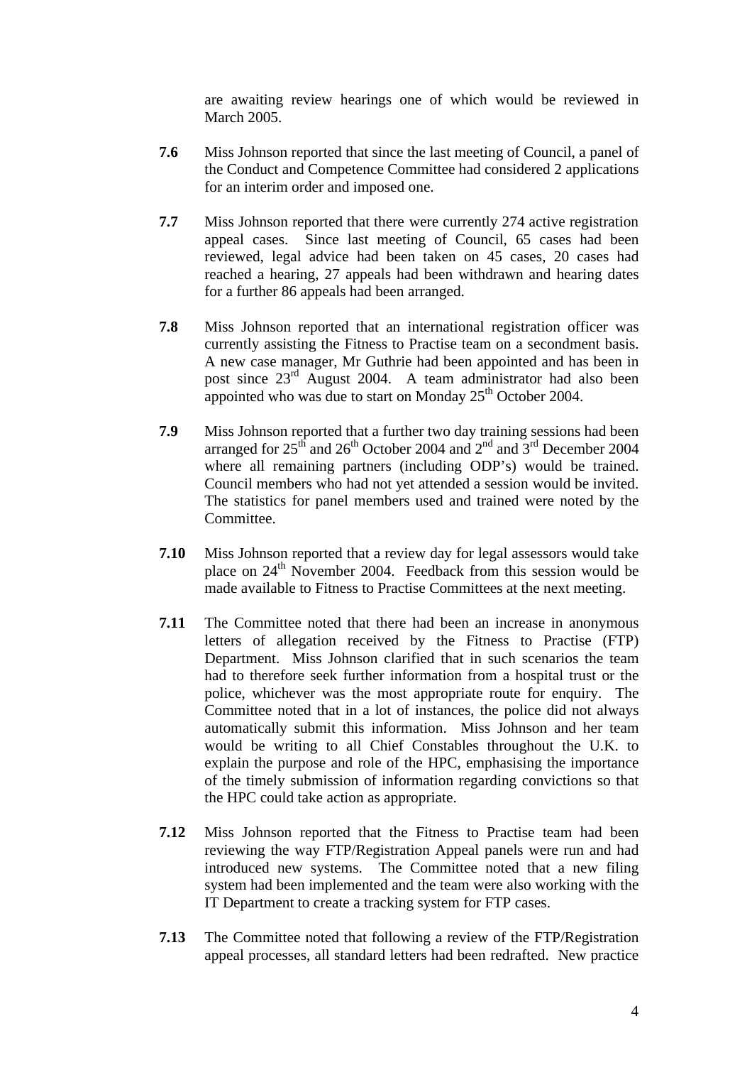are awaiting review hearings one of which would be reviewed in March 2005.

**7.6** Miss Johnson reported that since the last meeting of Council, a panel of the Conduct and Competence Committee had considered 2 applications for an interim order and imposed one.

**7.7** Miss Johnson reported that there were currently 274 active registration appeal cases. Since last meeting of Council, 65 cases had been reviewed, legal advice had been taken on 45 cases, 20 cases had reached a hearing, 27 appeals had been withdrawn and hearing dates for a further 86 appeals had been arranged.

**7.8** Miss Johnson reported that an international registration officer was currently assisting the Fitness to Practise team on a secondment basis. A new case manager, Mr Guthrie had been appointed and has been in post since 23rd August 2004. A team administrator had also been appointed who was due to start on Monday 25th October 2004.

**7.9** Miss Johnson reported that a further two day training sessions had been arranged for 25th and 26th October 2004 and 2nd and 3rd December 2004 where all remaining partners (including ODP's) would be trained. Council members who had not yet attended a session would be invited. The statistics for panel members used and trained were noted by the Committee.

**7.10** Miss Johnson reported that a review day for legal assessors would take place on 24th November 2004. Feedback from this session would be made available to Fitness to Practise Committees at the next meeting.

**7.11** The Committee noted that there had been an increase in anonymous letters of allegation received by the Fitness to Practise (FTP) Department. Miss Johnson clarified that in such scenarios the team had to therefore seek further information from a hospital trust or the police, whichever was the most appropriate route for enquiry. The Committee noted that in a lot of instances, the police did not always automatically submit this information. Miss Johnson and her team would be writing to all Chief Constables throughout the U.K. to explain the purpose and role of the HPC, emphasising the importance of the timely submission of information regarding convictions so that the HPC could take action as appropriate.

**7.12** Miss Johnson reported that the Fitness to Practise team had been reviewing the way FTP/Registration Appeal panels were run and had introduced new systems. The Committee noted that a new filing system had been implemented and the team were also working with the IT Department to create a tracking system for FTP cases.

**7.13** The Committee noted that following a review of the FTP/Registration appeal processes, all standard letters had been redrafted. New practice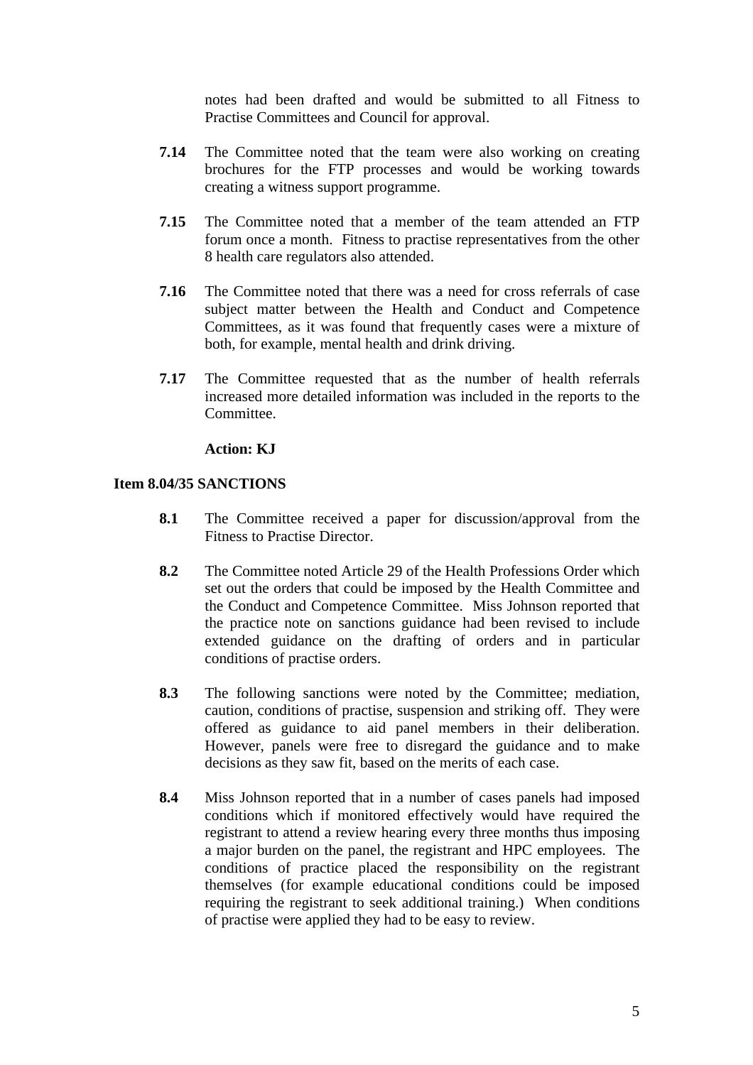notes had been drafted and would be submitted to all Fitness to Practise Committees and Council for approval.

**7.14** The Committee noted that the team were also working on creating brochures for the FTP processes and would be working towards creating a witness support programme.

**7.15** The Committee noted that a member of the team attended an FTP forum once a month. Fitness to practise representatives from the other 8 health care regulators also attended.

**7.16** The Committee noted that there was a need for cross referrals of case subject matter between the Health and Conduct and Competence Committees, as it was found that frequently cases were a mixture of both, for example, mental health and drink driving.

**7.17** The Committee requested that as the number of health referrals increased more detailed information was included in the reports to the Committee.

**Action: KJ**

**Item 8.04/35 SANCTIONS**

**8.1** The Committee received a paper for discussion/approval from the Fitness to Practise Director.

**8.2** The Committee noted Article 29 of the Health Professions Order which set out the orders that could be imposed by the Health Committee and the Conduct and Competence Committee. Miss Johnson reported that the practice note on sanctions guidance had been revised to include extended guidance on the drafting of orders and in particular conditions of practise orders.

**8.3** The following sanctions were noted by the Committee; mediation, caution, conditions of practise, suspension and striking off. They were offered as guidance to aid panel members in their deliberation. However, panels were free to disregard the guidance and to make decisions as they saw fit, based on the merits of each case.

**8.4** Miss Johnson reported that in a number of cases panels had imposed conditions which if monitored effectively would have required the registrant to attend a review hearing every three months thus imposing a major burden on the panel, the registrant and HPC employees. The conditions of practice placed the responsibility on the registrant themselves (for example educational conditions could be imposed requiring the registrant to seek additional training.) When conditions of practise were applied they had to be easy to review.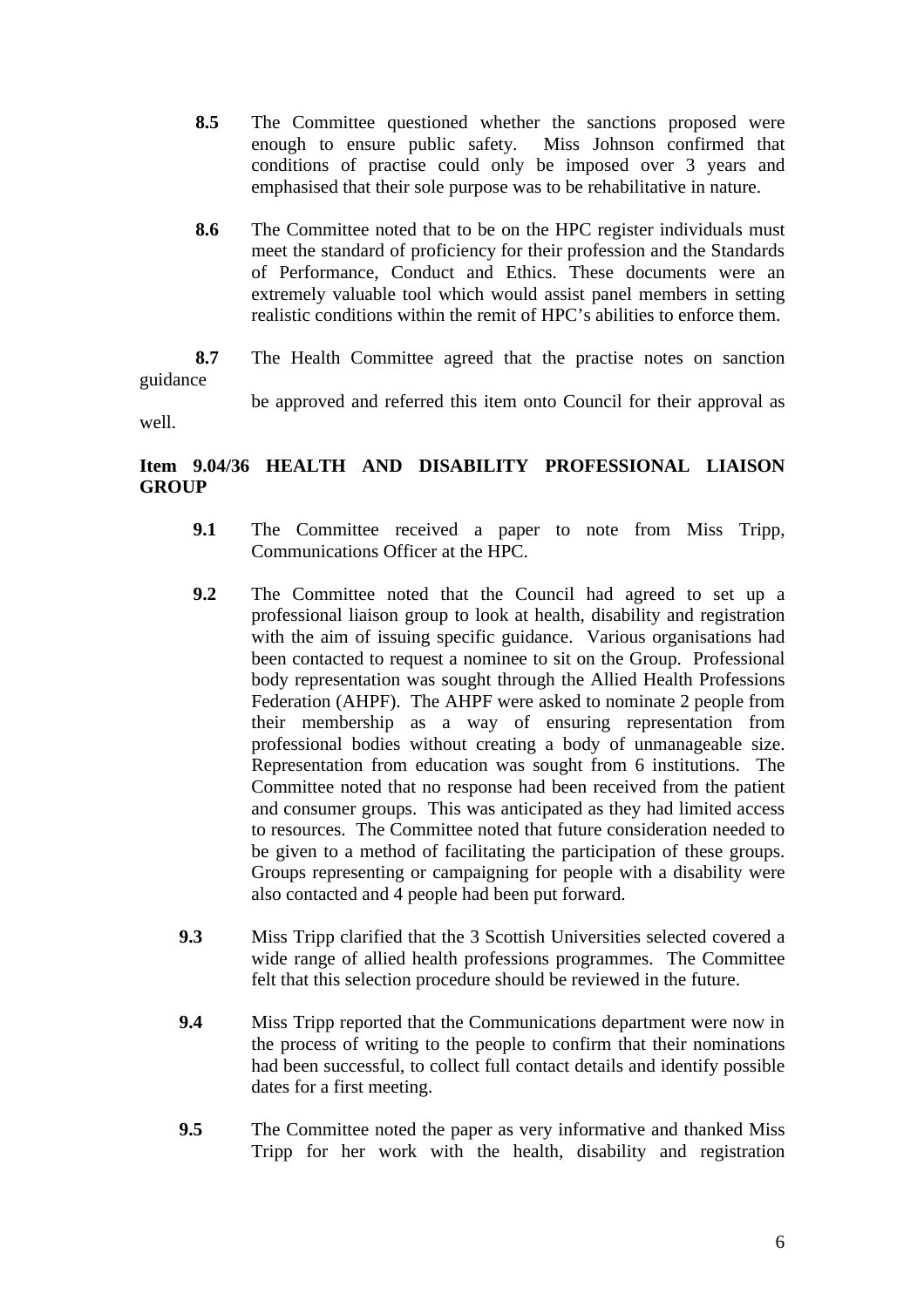**8.5** The Committee questioned whether the sanctions proposed were enough to ensure public safety. Miss Johnson confirmed that conditions of practise could only be imposed over 3 years and emphasised that their sole purpose was to be rehabilitative in nature.

**8.6** The Committee noted that to be on the HPC register individuals must meet the standard of proficiency for their profession and the Standards of Performance, Conduct and Ethics. These documents were an extremely valuable tool which would assist panel members in setting realistic conditions within the remit of HPC's abilities to enforce them.

**8.7** The Health Committee agreed that the practise notes on sanction guidance be approved and referred this item onto Council for their approval as well.

**Item 9.04/36 HEALTH AND DISABILITY PROFESSIONAL LIAISON GROUP**

**9.1** The Committee received a paper to note from Miss Tripp, Communications Officer at the HPC.

**9.2** The Committee noted that the Council had agreed to set up a professional liaison group to look at health, disability and registration with the aim of issuing specific guidance. Various organisations had been contacted to request a nominee to sit on the Group. Professional body representation was sought through the Allied Health Professions Federation (AHPF). The AHPF were asked to nominate 2 people from their membership as a way of ensuring representation from professional bodies without creating a body of unmanageable size. Representation from education was sought from 6 institutions. The Committee noted that no response had been received from the patient and consumer groups. This was anticipated as they had limited access to resources. The Committee noted that future consideration needed to be given to a method of facilitating the participation of these groups. Groups representing or campaigning for people with a disability were also contacted and 4 people had been put forward.

**9.3** Miss Tripp clarified that the 3 Scottish Universities selected covered a wide range of allied health professions programmes. The Committee felt that this selection procedure should be reviewed in the future.

**9.4** Miss Tripp reported that the Communications department were now in the process of writing to the people to confirm that their nominations had been successful, to collect full contact details and identify possible dates for a first meeting.

**9.5** The Committee noted the paper as very informative and thanked Miss Tripp for her work with the health, disability and registration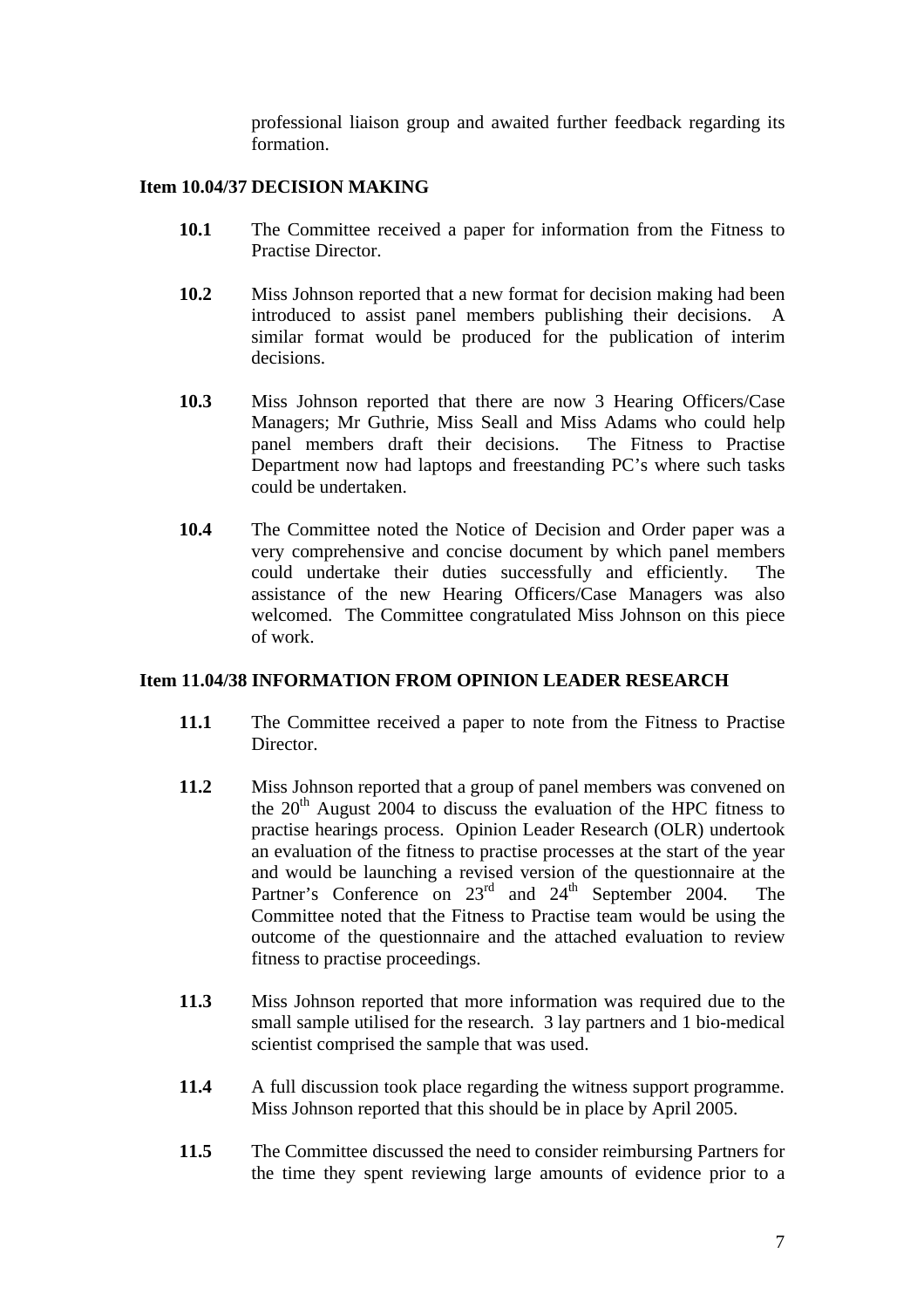professional liaison group and awaited further feedback regarding its formation.

**Item 10.04/37 DECISION MAKING**

**10.1** The Committee received a paper for information from the Fitness to Practise Director.

**10.2** Miss Johnson reported that a new format for decision making had been introduced to assist panel members publishing their decisions. A similar format would be produced for the publication of interim decisions.

**10.3** Miss Johnson reported that there are now 3 Hearing Officers/Case Managers; Mr Guthrie, Miss Seall and Miss Adams who could help panel members draft their decisions. The Fitness to Practise Department now had laptops and freestanding PC's where such tasks could be undertaken.

**10.4** The Committee noted the Notice of Decision and Order paper was a very comprehensive and concise document by which panel members could undertake their duties successfully and efficiently. The assistance of the new Hearing Officers/Case Managers was also welcomed. The Committee congratulated Miss Johnson on this piece of work.

**Item 11.04/38 INFORMATION FROM OPINION LEADER RESEARCH**

**11.1** The Committee received a paper to note from the Fitness to Practise Director.

**11.2** Miss Johnson reported that a group of panel members was convened on the 20th August 2004 to discuss the evaluation of the HPC fitness to practise hearings process. Opinion Leader Research (OLR) undertook an evaluation of the fitness to practise processes at the start of the year and would be launching a revised version of the questionnaire at the Partner's Conference on 23rd and 24th September 2004. The Committee noted that the Fitness to Practise team would be using the outcome of the questionnaire and the attached evaluation to review fitness to practise proceedings.

**11.3** Miss Johnson reported that more information was required due to the small sample utilised for the research. 3 lay partners and 1 bio-medical scientist comprised the sample that was used.

**11.4** A full discussion took place regarding the witness support programme. Miss Johnson reported that this should be in place by April 2005.

**11.5** The Committee discussed the need to consider reimbursing Partners for the time they spent reviewing large amounts of evidence prior to a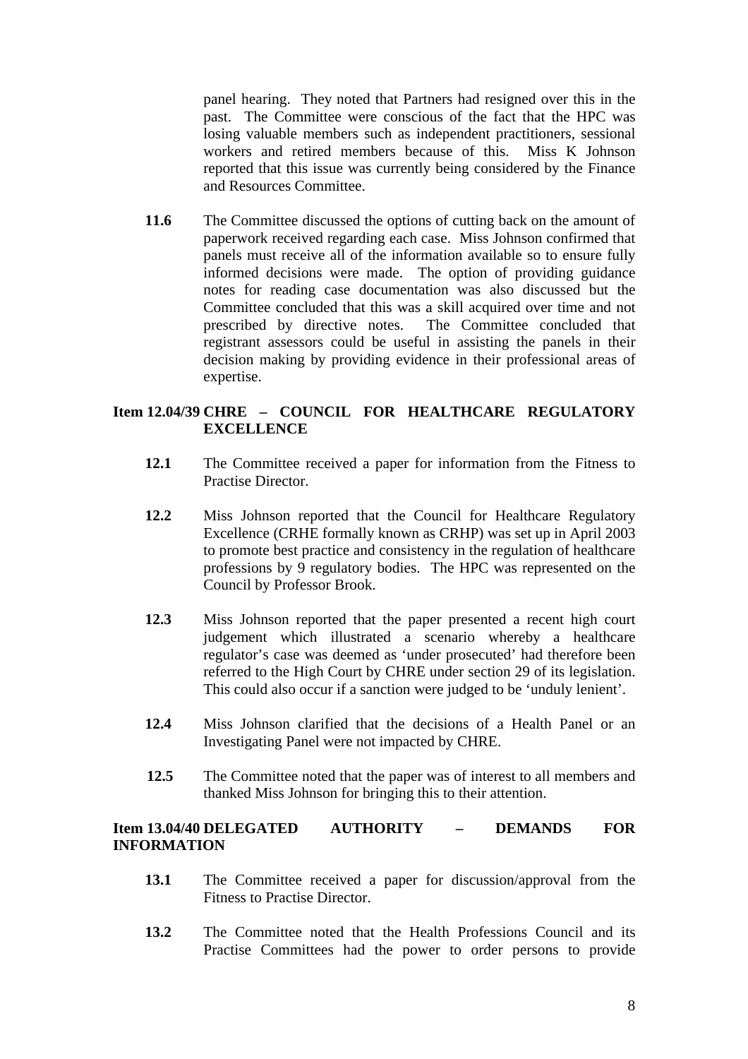panel hearing. They noted that Partners had resigned over this in the past. The Committee were conscious of the fact that the HPC was losing valuable members such as independent practitioners, sessional workers and retired members because of this. Miss K Johnson reported that this issue was currently being considered by the Finance and Resources Committee.

**11.6** The Committee discussed the options of cutting back on the amount of paperwork received regarding each case. Miss Johnson confirmed that panels must receive all of the information available so to ensure fully informed decisions were made. The option of providing guidance notes for reading case documentation was also discussed but the Committee concluded that this was a skill acquired over time and not prescribed by directive notes. The Committee concluded that registrant assessors could be useful in assisting the panels in their decision making by providing evidence in their professional areas of expertise.

**Item 12.04/39 CHRE – COUNCIL FOR HEALTHCARE REGULATORY EXCELLENCE**

**12.1** The Committee received a paper for information from the Fitness to Practise Director.

**12.2** Miss Johnson reported that the Council for Healthcare Regulatory Excellence (CRHE formally known as CRHP) was set up in April 2003 to promote best practice and consistency in the regulation of healthcare professions by 9 regulatory bodies. The HPC was represented on the Council by Professor Brook.

**12.3** Miss Johnson reported that the paper presented a recent high court judgement which illustrated a scenario whereby a healthcare regulator's case was deemed as 'under prosecuted' had therefore been referred to the High Court by CHRE under section 29 of its legislation. This could also occur if a sanction were judged to be 'unduly lenient'.

**12.4** Miss Johnson clarified that the decisions of a Health Panel or an Investigating Panel were not impacted by CHRE.

**12.5** The Committee noted that the paper was of interest to all members and thanked Miss Johnson for bringing this to their attention.

**Item 13.04/40 DELEGATED AUTHORITY – DEMANDS FOR INFORMATION**

**13.1** The Committee received a paper for discussion/approval from the Fitness to Practise Director.

**13.2** The Committee noted that the Health Professions Council and its Practise Committees had the power to order persons to provide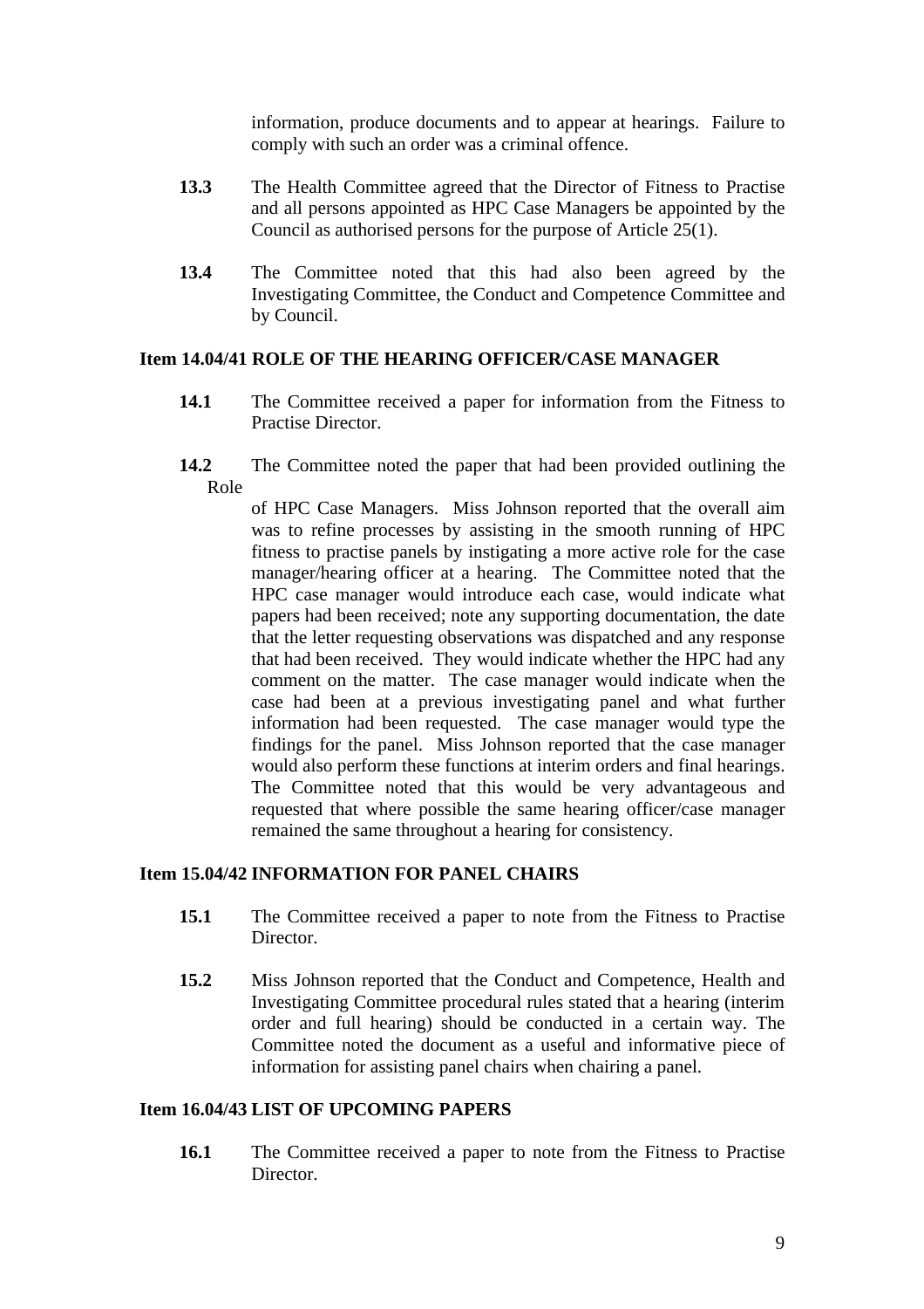information, produce documents and to appear at hearings. Failure to comply with such an order was a criminal offence.

**13.3** The Health Committee agreed that the Director of Fitness to Practise and all persons appointed as HPC Case Managers be appointed by the Council as authorised persons for the purpose of Article 25(1).

**13.4** The Committee noted that this had also been agreed by the Investigating Committee, the Conduct and Competence Committee and by Council.

**Item 14.04/41 ROLE OF THE HEARING OFFICER/CASE MANAGER**

**14.1** The Committee received a paper for information from the Fitness to Practise Director.

**14.2** The Committee noted the paper that had been provided outlining the Role of HPC Case Managers. Miss Johnson reported that the overall aim was to refine processes by assisting in the smooth running of HPC fitness to practise panels by instigating a more active role for the case manager/hearing officer at a hearing. The Committee noted that the HPC case manager would introduce each case, would indicate what papers had been received; note any supporting documentation, the date that the letter requesting observations was dispatched and any response that had been received. They would indicate whether the HPC had any comment on the matter. The case manager would indicate when the case had been at a previous investigating panel and what further information had been requested. The case manager would type the findings for the panel. Miss Johnson reported that the case manager would also perform these functions at interim orders and final hearings. The Committee noted that this would be very advantageous and requested that where possible the same hearing officer/case manager remained the same throughout a hearing for consistency.

**Item 15.04/42 INFORMATION FOR PANEL CHAIRS**

**15.1** The Committee received a paper to note from the Fitness to Practise Director.

**15.2** Miss Johnson reported that the Conduct and Competence, Health and Investigating Committee procedural rules stated that a hearing (interim order and full hearing) should be conducted in a certain way. The Committee noted the document as a useful and informative piece of information for assisting panel chairs when chairing a panel.

**Item 16.04/43 LIST OF UPCOMING PAPERS**

**16.1** The Committee received a paper to note from the Fitness to Practise Director.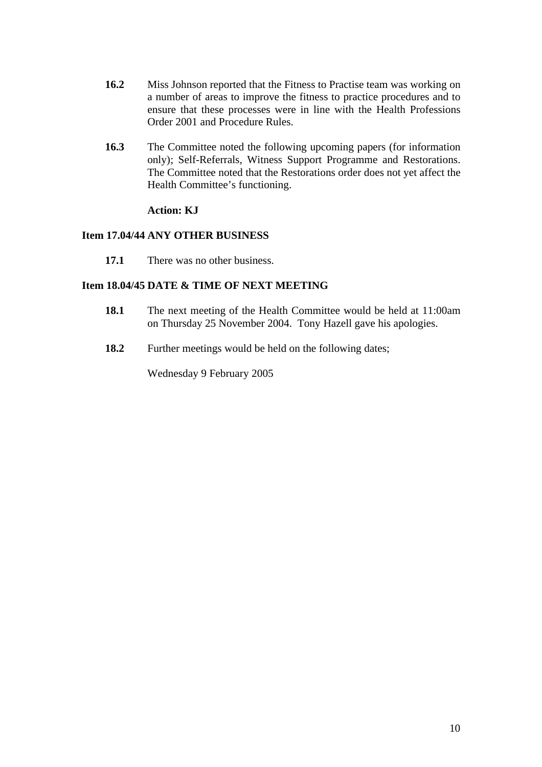**16.2** Miss Johnson reported that the Fitness to Practise team was working on a number of areas to improve the fitness to practice procedures and to ensure that these processes were in line with the Health Professions Order 2001 and Procedure Rules.

**16.3** The Committee noted the following upcoming papers (for information only); Self-Referrals, Witness Support Programme and Restorations. The Committee noted that the Restorations order does not yet affect the Health Committee's functioning.

**Action: KJ**

**Item 17.04/44 ANY OTHER BUSINESS**

**17.1** There was no other business.

**Item 18.04/45 DATE & TIME OF NEXT MEETING**

**18.1** The next meeting of the Health Committee would be held at 11:00am on Thursday 25 November 2004. Tony Hazell gave his apologies.

**18.2** Further meetings would be held on the following dates;

Wednesday 9 February 2005